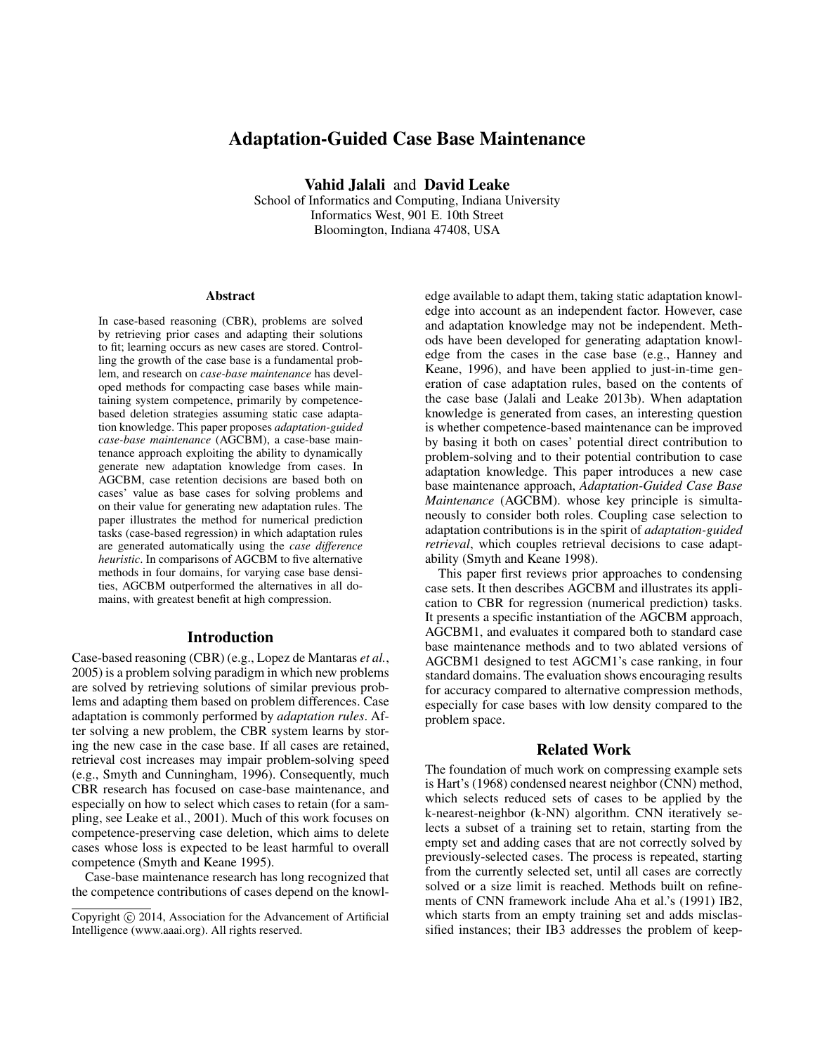# Adaptation-Guided Case Base Maintenance

**Vahid Jalali** and **David Leake**
School of Informatics and Computing, Indiana University
Informatics West, 901 E. 10th Street
Bloomington, Indiana 47408, USA

## Abstract

In case-based reasoning (CBR), problems are solved by retrieving prior cases and adapting their solutions to fit; learning occurs as new cases are stored. Controlling the growth of the case base is a fundamental problem, and research on *case-base maintenance* has developed methods for compacting case bases while maintaining system competence, primarily by competence-based deletion strategies assuming static case adaptation knowledge. This paper proposes *adaptation-guided case-base maintenance* (AGCBM), a case-base maintenance approach exploiting the ability to dynamically generate new adaptation knowledge from cases. In AGCBM, case retention decisions are based both on cases' value as base cases for solving problems and on their value for generating new adaptation rules. The paper illustrates the method for numerical prediction tasks (case-based regression) in which adaptation rules are generated automatically using the *case difference heuristic*. In comparisons of AGCBM to five alternative methods in four domains, for varying case base densities, AGCBM outperformed the alternatives in all domains, with greatest benefit at high compression.

## Introduction

Case-based reasoning (CBR) (e.g., Lopez de Mantaras *et al.*, 2005) is a problem solving paradigm in which new problems are solved by retrieving solutions of similar previous problems and adapting them based on problem differences. Case adaptation is commonly performed by *adaptation rules*. After solving a new problem, the CBR system learns by storing the new case in the case base. If all cases are retained, retrieval cost increases may impair problem-solving speed (e.g., Smyth and Cunningham, 1996). Consequently, much CBR research has focused on case-base maintenance, and especially on how to select which cases to retain (for a sampling, see Leake et al., 2001). Much of this work focuses on competence-preserving case deletion, which aims to delete cases whose loss is expected to be least harmful to overall competence (Smyth and Keane 1995).

Case-base maintenance research has long recognized that the competence contributions of cases depend on the knowledge available to adapt them, taking static adaptation knowledge into account as an independent factor. However, case and adaptation knowledge may not be independent. Methods have been developed for generating adaptation knowledge from the cases in the case base (e.g., Hanney and Keane, 1996), and have been applied to just-in-time generation of case adaptation rules, based on the contents of the case base (Jalali and Leake 2013b). When adaptation knowledge is generated from cases, an interesting question is whether competence-based maintenance can be improved by basing it both on cases' potential direct contribution to problem-solving and to their potential contribution to case adaptation knowledge. This paper introduces a new case base maintenance approach, *Adaptation-Guided Case Base Maintenance* (AGCBM). whose key principle is simultaneously to consider both roles. Coupling case selection to adaptation contributions is in the spirit of *adaptation-guided retrieval*, which couples retrieval decisions to case adaptability (Smyth and Keane 1998).

This paper first reviews prior approaches to condensing case sets. It then describes AGCBM and illustrates its application to CBR for regression (numerical prediction) tasks. It presents a specific instantiation of the AGCBM approach, AGCBM1, and evaluates it compared both to standard case base maintenance methods and to two ablated versions of AGCBM1 designed to test AGCM1's case ranking, in four standard domains. The evaluation shows encouraging results for accuracy compared to alternative compression methods, especially for case bases with low density compared to the problem space.

## Related Work

The foundation of much work on compressing example sets is Hart's (1968) condensed nearest neighbor (CNN) method, which selects reduced sets of cases to be applied by the k-nearest-neighbor (k-NN) algorithm. CNN iteratively selects a subset of a training set to retain, starting from the empty set and adding cases that are not correctly solved by previously-selected cases. The process is repeated, starting from the currently selected set, until all cases are correctly solved or a size limit is reached. Methods built on refinements of CNN framework include Aha et al.'s (1991) IB2, which starts from an empty training set and adds misclassified instances; their IB3 addresses the problem of keep-

Copyright © 2014, Association for the Advancement of Artificial Intelligence (www.aaai.org). All rights reserved.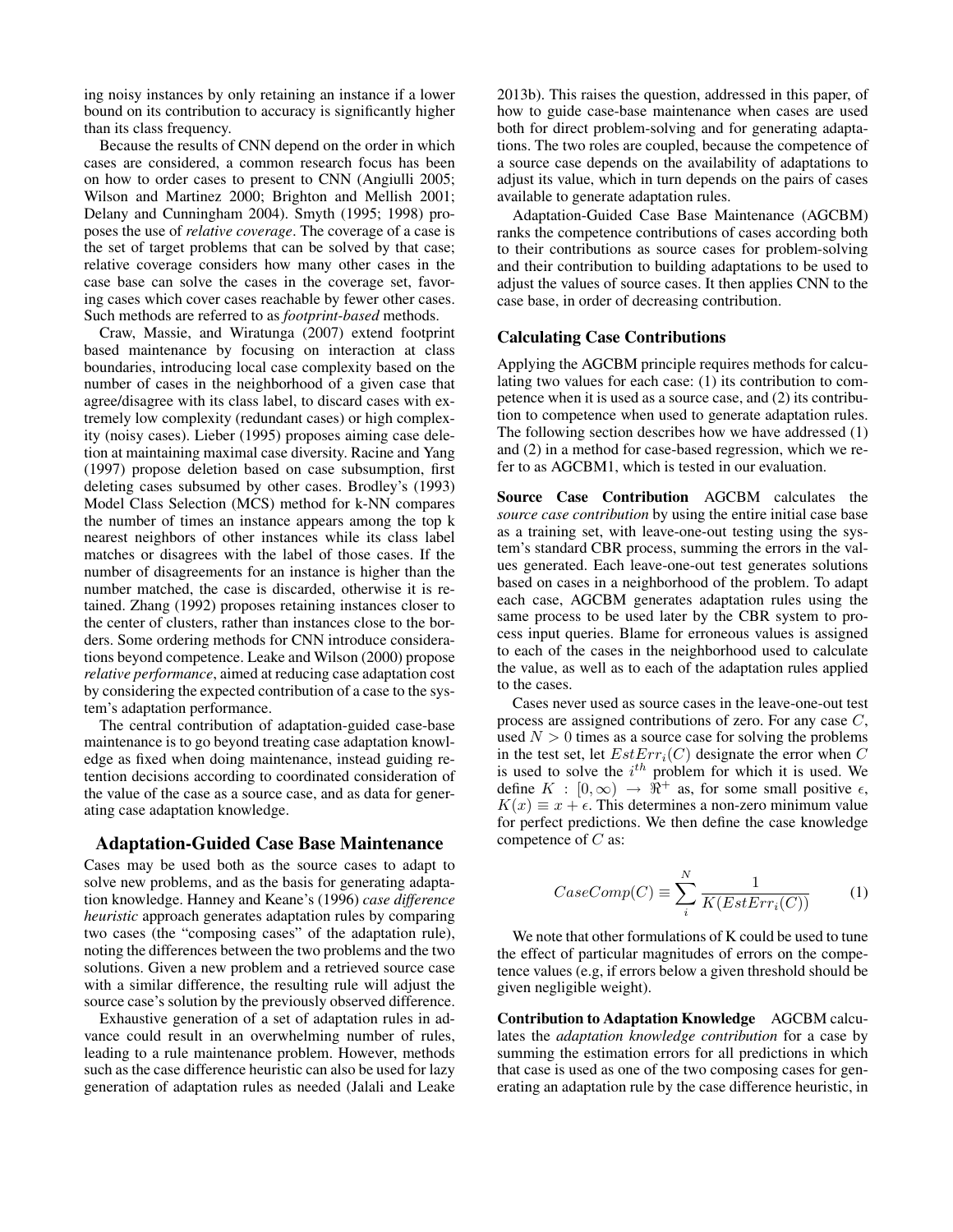ing noisy instances by only retaining an instance if a lower bound on its contribution to accuracy is significantly higher than its class frequency.

Because the results of CNN depend on the order in which cases are considered, a common research focus has been on how to order cases to present to CNN (Angiulli 2005; Wilson and Martinez 2000; Brighton and Mellish 2001; Delany and Cunningham 2004). Smyth (1995; 1998) proposes the use of *relative coverage*. The coverage of a case is the set of target problems that can be solved by that case; relative coverage considers how many other cases in the case base can solve the cases in the coverage set, favoring cases which cover cases reachable by fewer other cases. Such methods are referred to as *footprint-based* methods.

Craw, Massie, and Wiratunga (2007) extend footprint based maintenance by focusing on interaction at class boundaries, introducing local case complexity based on the number of cases in the neighborhood of a given case that agree/disagree with its class label, to discard cases with extremely low complexity (redundant cases) or high complexity (noisy cases). Lieber (1995) proposes aiming case deletion at maintaining maximal case diversity. Racine and Yang (1997) propose deletion based on case subsumption, first deleting cases subsumed by other cases. Brodley's (1993) Model Class Selection (MCS) method for k-NN compares the number of times an instance appears among the top k nearest neighbors of other instances while its class label matches or disagrees with the label of those cases. If the number of disagreements for an instance is higher than the number matched, the case is discarded, otherwise it is retained. Zhang (1992) proposes retaining instances closer to the center of clusters, rather than instances close to the borders. Some ordering methods for CNN introduce considerations beyond competence. Leake and Wilson (2000) propose *relative performance*, aimed at reducing case adaptation cost by considering the expected contribution of a case to the system's adaptation performance.

The central contribution of adaptation-guided case-base maintenance is to go beyond treating case adaptation knowledge as fixed when doing maintenance, instead guiding retention decisions according to coordinated consideration of the value of the case as a source case, and as data for generating case adaptation knowledge.

## Adaptation-Guided Case Base Maintenance

Cases may be used both as the source cases to adapt to solve new problems, and as the basis for generating adaptation knowledge. Hanney and Keane's (1996) *case difference heuristic* approach generates adaptation rules by comparing two cases (the "composing cases" of the adaptation rule), noting the differences between the two problems and the two solutions. Given a new problem and a retrieved source case with a similar difference, the resulting rule will adjust the source case's solution by the previously observed difference.

Exhaustive generation of a set of adaptation rules in advance could result in an overwhelming number of rules, leading to a rule maintenance problem. However, methods such as the case difference heuristic can also be used for lazy generation of adaptation rules as needed (Jalali and Leake 2013b). This raises the question, addressed in this paper, of how to guide case-base maintenance when cases are used both for direct problem-solving and for generating adaptations. The two roles are coupled, because the competence of a source case depends on the availability of adaptations to adjust its value, which in turn depends on the pairs of cases available to generate adaptation rules.

Adaptation-Guided Case Base Maintenance (AGCBM) ranks the competence contributions of cases according both to their contributions as source cases for problem-solving and their contribution to building adaptations to be used to adjust the values of source cases. It then applies CNN to the case base, in order of decreasing contribution.

### Calculating Case Contributions

Applying the AGCBM principle requires methods for calculating two values for each case: (1) its contribution to competence when it is used as a source case, and (2) its contribution to competence when used to generate adaptation rules. The following section describes how we have addressed (1) and (2) in a method for case-based regression, which we refer to as AGCBM1, which is tested in our evaluation.

**Source Case Contribution** AGCBM calculates the *source case contribution* by using the entire initial case base as a training set, with leave-one-out testing using the system's standard CBR process, summing the errors in the values generated. Each leave-one-out test generates solutions based on cases in a neighborhood of the problem. To adapt each case, AGCBM generates adaptation rules using the same process to be used later by the CBR system to process input queries. Blame for erroneous values is assigned to each of the cases in the neighborhood used to calculate the value, as well as to each of the adaptation rules applied to the cases.

Cases never used as source cases in the leave-one-out test process are assigned contributions of zero. For any case $C$, used $N > 0$ times as a source case for solving the problems in the test set, let $EstErr_i(C)$ designate the error when $C$ is used to solve the $i^{th}$ problem for which it is used. We define $K : [0, \infty) \rightarrow \Re^+$ as, for some small positive $\epsilon$, $K(x) \equiv x + \epsilon$. This determines a non-zero minimum value for perfect predictions. We then define the case knowledge competence of $C$ as:

$$CaseComp(C) \equiv \sum_{i}^{N} \frac{1}{K(EstErr_i(C))} \quad (1)$$

We note that other formulations of K could be used to tune the effect of particular magnitudes of errors on the competence values (e.g, if errors below a given threshold should be given negligible weight).

**Contribution to Adaptation Knowledge** AGCBM calculates the *adaptation knowledge contribution* for a case by summing the estimation errors for all predictions in which that case is used as one of the two composing cases for generating an adaptation rule by the case difference heuristic, in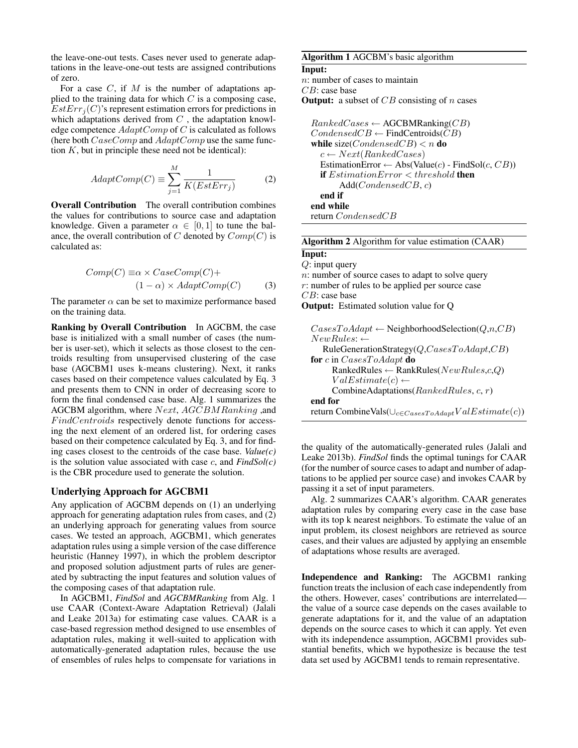the leave-one-out tests. Cases never used to generate adaptations in the leave-one-out tests are assigned contributions of zero.

For a case $C$, if $M$ is the number of adaptations applied to the training data for which $C$ is a composing case, $EstErr_j(C)$'s represent estimation errors for predictions in which adaptations derived from $C$, the adaptation knowledge competence $AdaptComp$ of $C$ is calculated as follows (here both $CaseComp$ and $AdaptComp$ use the same function $K$, but in principle these need not be identical):

$$AdaptComp(C) \equiv \sum_{j=1}^{M} \frac{1}{K(EstErr_j)} \tag{2}$$

**Overall Contribution** The overall contribution combines the values for contributions to source case and adaptation knowledge. Given a parameter $\alpha \in [0, 1]$ to tune the balance, the overall contribution of $C$ denoted by $Comp(C)$ is calculated as:

$$\begin{aligned} Comp(C) \equiv & \alpha \times CaseComp(C) + \\ & (1 - \alpha) \times AdaptComp(C) \end{aligned} \tag{3}$$

The parameter $\alpha$ can be set to maximize performance based on the training data.

**Ranking by Overall Contribution** In AGCBM, the case base is initialized with a small number of cases (the number is user-set), which it selects as those closest to the centroids resulting from unsupervised clustering of the case base (AGCBM1 uses k-means clustering). Next, it ranks cases based on their competence values calculated by Eq. 3 and presents them to CNN in order of decreasing score to form the final condensed case base. Alg. 1 summarizes the AGCBM algorithm, where $Next$, $AGCBMRanking$ ,and $FindCentroids$ respectively denote functions for accessing the next element of an ordered list, for ordering cases based on their competence calculated by Eq. 3, and for finding cases closest to the centroids of the case base. *Value(c)* is the solution value associated with case $c$, and *FindSol(c)* is the CBR procedure used to generate the solution.

## Underlying Approach for AGCBM1

Any application of AGCBM depends on (1) an underlying approach for generating adaptation rules from cases, and (2) an underlying approach for generating values from source cases. We tested an approach, AGCBM1, which generates adaptation rules using a simple version of the case difference heuristic (Hanney 1997), in which the problem descriptor and proposed solution adjustment parts of rules are generated by subtracting the input features and solution values of the composing cases of that adaptation rule.

In AGCBM1, *FindSol* and *AGCBMRanking* from Alg. 1 use CAAR (Context-Aware Adaptation Retrieval) (Jalali and Leake 2013a) for estimating case values. CAAR is a case-based regression method designed to use ensembles of adaptation rules, making it well-suited to application with automatically-generated adaptation rules, because the use of ensembles of rules helps to compensate for variations in the quality of the automatically-generated rules (Jalali and Leake 2013b). *FindSol* finds the optimal tunings for CAAR (for the number of source cases to adapt and number of adaptations to be applied per source case) and invokes CAAR by passing it a set of input parameters.

Alg. 2 summarizes CAAR's algorithm. CAAR generates adaptation rules by comparing every case in the case base with its top k nearest neighbors. To estimate the value of an input problem, its closest neighbors are retrieved as source cases, and their values are adjusted by applying an ensemble of adaptations whose results are averaged.

**Algorithm 1** AGCBM's basic algorithm

**Input:**
$n$: number of cases to maintain
$CB$: case base
**Output:** a subset of $CB$ consisting of $n$ cases

```
RankedCases ← AGCBMRanking(CB)
CondensedCB ← FindCentroids(CB)
while size(CondensedCB) < n do
    c ← Next(RankedCases)
    EstimationError ← Abs(Value(c) - FindSol(c, CB))
    if EstimationError < threshold then
        Add(CondensedCB, c)
    end if
end while
return CondensedCB
```

**Algorithm 2** Algorithm for value estimation (CAAR)

**Input:**
$Q$: input query
$n$: number of source cases to adapt to solve query
$r$: number of rules to be applied per source case
$CB$: case base
**Output:** Estimated solution value for Q

```
CasesToAdapt ← NeighborhoodSelection(Q,n,CB)
NewRules: ←
    RuleGenerationStrategy(Q,CasesToAdapt,CB)
for c in CasesToAdapt do
    RankedRules ← RankRules(NewRules,c,Q)
    ValEstimate(c) ←
    CombineAdaptations(RankedRules, c, r)
end for
return CombineVals(∪_{c∈CasesToAdapt} ValEstimate(c))
```

**Independence and Ranking:** The AGCBM1 ranking function treats the inclusion of each case independently from the others. However, cases' contributions are interrelated—the value of a source case depends on the cases available to generate adaptations for it, and the value of an adaptation depends on the source cases to which it can apply. Yet even with its independence assumption, AGCBM1 provides substantial benefits, which we hypothesize is because the test data set used by AGCBM1 tends to remain representative.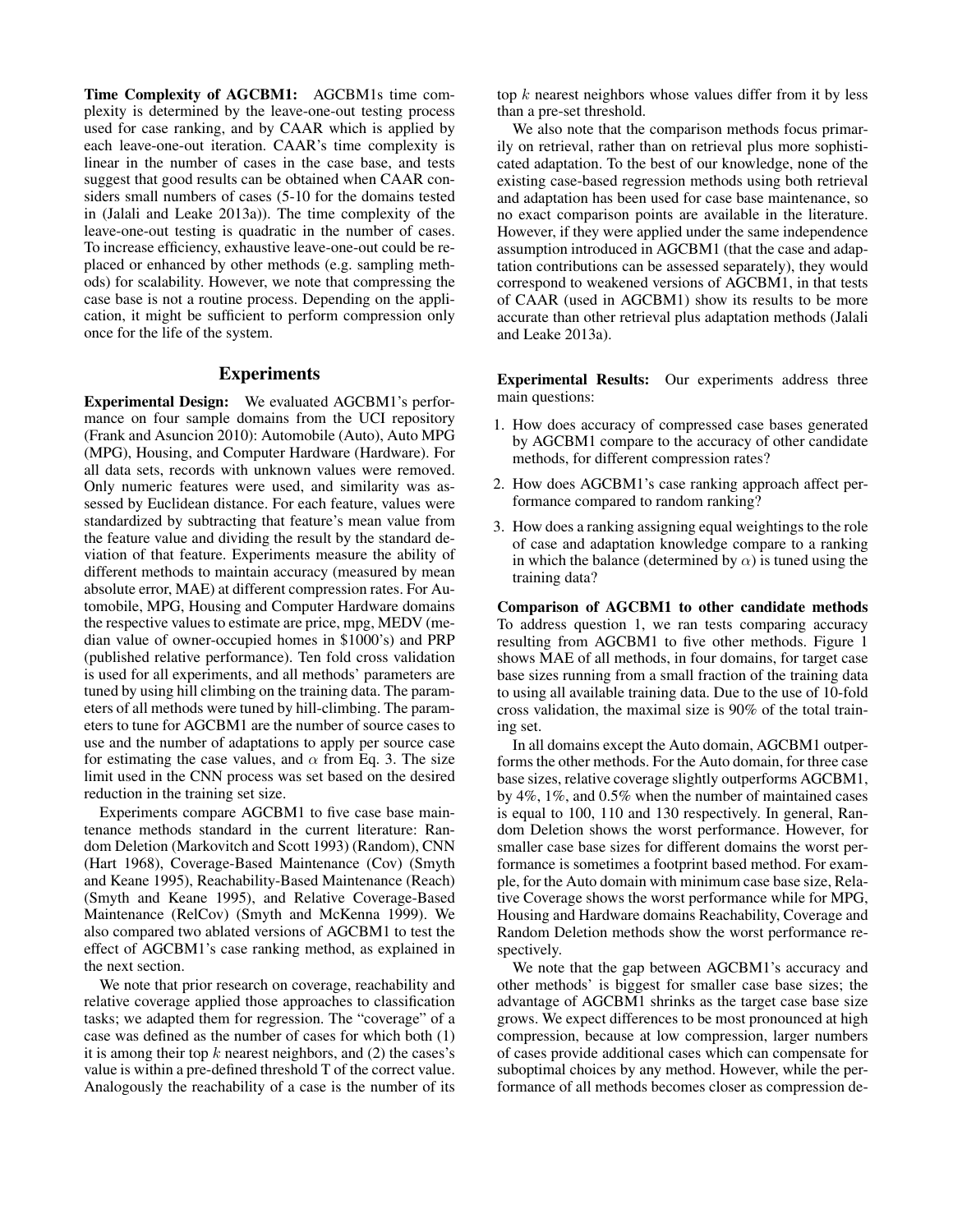**Time Complexity of AGCBM1:** AGCBM1s time complexity is determined by the leave-one-out testing process used for case ranking, and by CAAR which is applied by each leave-one-out iteration. CAAR's time complexity is linear in the number of cases in the case base, and tests suggest that good results can be obtained when CAAR considers small numbers of cases (5-10 for the domains tested in (Jalali and Leake 2013a)). The time complexity of the leave-one-out testing is quadratic in the number of cases. To increase efficiency, exhaustive leave-one-out could be replaced or enhanced by other methods (e.g. sampling methods) for scalability. However, we note that compressing the case base is not a routine process. Depending on the application, it might be sufficient to perform compression only once for the life of the system.

## Experiments

**Experimental Design:** We evaluated AGCBM1's performance on four sample domains from the UCI repository (Frank and Asuncion 2010): Automobile (Auto), Auto MPG (MPG), Housing, and Computer Hardware (Hardware). For all data sets, records with unknown values were removed. Only numeric features were used, and similarity was assessed by Euclidean distance. For each feature, values were standardized by subtracting that feature's mean value from the feature value and dividing the result by the standard deviation of that feature. Experiments measure the ability of different methods to maintain accuracy (measured by mean absolute error, MAE) at different compression rates. For Automobile, MPG, Housing and Computer Hardware domains the respective values to estimate are price, mpg, MEDV (median value of owner-occupied homes in $1000's) and PRP (published relative performance). Ten fold cross validation is used for all experiments, and all methods' parameters are tuned by using hill climbing on the training data. The parameters of all methods were tuned by hill-climbing. The parameters to tune for AGCBM1 are the number of source cases to use and the number of adaptations to apply per source case for estimating the case values, and $\alpha$ from Eq. 3. The size limit used in the CNN process was set based on the desired reduction in the training set size.

Experiments compare AGCBM1 to five case base maintenance methods standard in the current literature: Random Deletion (Markovitch and Scott 1993) (Random), CNN (Hart 1968), Coverage-Based Maintenance (Cov) (Smyth and Keane 1995), Reachability-Based Maintenance (Reach) (Smyth and Keane 1995), and Relative Coverage-Based Maintenance (RelCov) (Smyth and McKenna 1999). We also compared two ablated versions of AGCBM1 to test the effect of AGCBM1's case ranking method, as explained in the next section.

We note that prior research on coverage, reachability and relative coverage applied those approaches to classification tasks; we adapted them for regression. The "coverage" of a case was defined as the number of cases for which both (1) it is among their top $k$ nearest neighbors, and (2) the cases's value is within a pre-defined threshold T of the correct value. Analogously the reachability of a case is the number of its top $k$ nearest neighbors whose values differ from it by less than a pre-set threshold.

We also note that the comparison methods focus primarily on retrieval, rather than on retrieval plus more sophisticated adaptation. To the best of our knowledge, none of the existing case-based regression methods using both retrieval and adaptation has been used for case base maintenance, so no exact comparison points are available in the literature. However, if they were applied under the same independence assumption introduced in AGCBM1 (that the case and adaptation contributions can be assessed separately), they would correspond to weakened versions of AGCBM1, in that tests of CAAR (used in AGCBM1) show its results to be more accurate than other retrieval plus adaptation methods (Jalali and Leake 2013a).

**Experimental Results:** Our experiments address three main questions:

1. How does accuracy of compressed case bases generated by AGCBM1 compare to the accuracy of other candidate methods, for different compression rates?
2. How does AGCBM1's case ranking approach affect performance compared to random ranking?
3. How does a ranking assigning equal weightings to the role of case and adaptation knowledge compare to a ranking in which the balance (determined by $\alpha$) is tuned using the training data?

**Comparison of AGCBM1 to other candidate methods** To address question 1, we ran tests comparing accuracy resulting from AGCBM1 to five other methods. Figure 1 shows MAE of all methods, in four domains, for target case base sizes running from a small fraction of the training data to using all available training data. Due to the use of 10-fold cross validation, the maximal size is 90% of the total training set.

In all domains except the Auto domain, AGCBM1 outperforms the other methods. For the Auto domain, for three case base sizes, relative coverage slightly outperforms AGCBM1, by 4%, 1%, and 0.5% when the number of maintained cases is equal to 100, 110 and 130 respectively. In general, Random Deletion shows the worst performance. However, for smaller case base sizes for different domains the worst performance is sometimes a footprint based method. For example, for the Auto domain with minimum case base size, Relative Coverage shows the worst performance while for MPG, Housing and Hardware domains Reachability, Coverage and Random Deletion methods show the worst performance respectively.

We note that the gap between AGCBM1's accuracy and other methods' is biggest for smaller case base sizes; the advantage of AGCBM1 shrinks as the target case base size grows. We expect differences to be most pronounced at high compression, because at low compression, larger numbers of cases provide additional cases which can compensate for suboptimal choices by any method. However, while the performance of all methods becomes closer as compression de-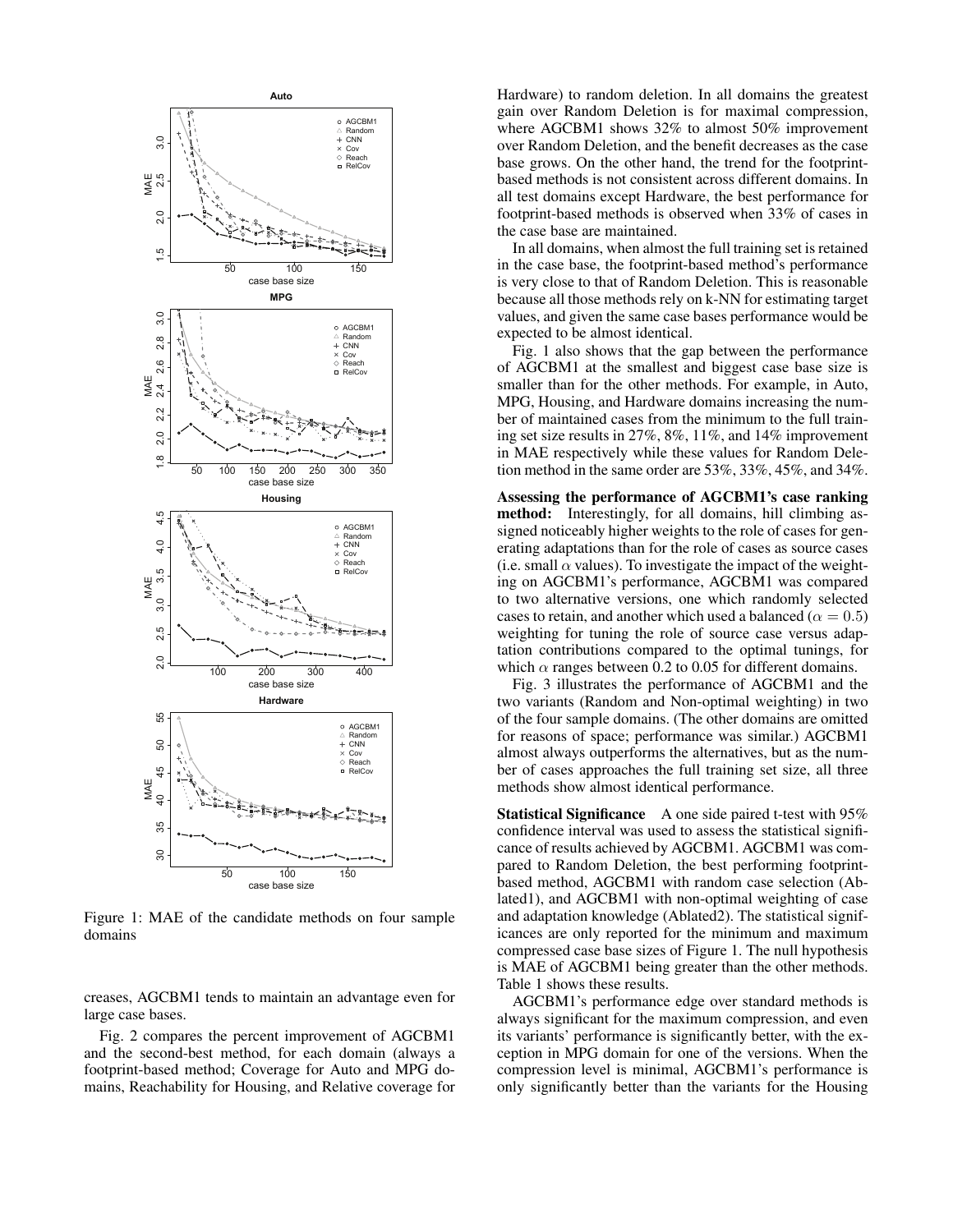Figure 1: MAE of the candidate methods on four sample domains

creases, AGCBM1 tends to maintain an advantage even for large case bases.

Fig. 2 compares the percent improvement of AGCBM1 and the second-best method, for each domain (always a footprint-based method; Coverage for Auto and MPG domains, Reachability for Housing, and Relative coverage for Hardware) to random deletion. In all domains the greatest gain over Random Deletion is for maximal compression, where AGCBM1 shows 32% to almost 50% improvement over Random Deletion, and the benefit decreases as the case base grows. On the other hand, the trend for the footprint-based methods is not consistent across different domains. In all test domains except Hardware, the best performance for footprint-based methods is observed when 33% of cases in the case base are maintained.

In all domains, when almost the full training set is retained in the case base, the footprint-based method's performance is very close to that of Random Deletion. This is reasonable because all those methods rely on k-NN for estimating target values, and given the same case bases performance would be expected to be almost identical.

Fig. 1 also shows that the gap between the performance of AGCBM1 at the smallest and biggest case base size is smaller than for the other methods. For example, in Auto, MPG, Housing, and Hardware domains increasing the number of maintained cases from the minimum to the full training set size results in 27%, 8%, 11%, and 14% improvement in MAE respectively while these values for Random Deletion method in the same order are 53%, 33%, 45%, and 34%.

**Assessing the performance of AGCBM1's case ranking method:** Interestingly, for all domains, hill climbing assigned noticeably higher weights to the role of cases for generating adaptations than for the role of cases as source cases (i.e. small $\alpha$ values). To investigate the impact of the weighting on AGCBM1's performance, AGCBM1 was compared to two alternative versions, one which randomly selected cases to retain, and another which used a balanced ($\alpha = 0.5$) weighting for tuning the role of source case versus adaptation contributions compared to the optimal tunings, for which $\alpha$ ranges between 0.2 to 0.05 for different domains.

Fig. 3 illustrates the performance of AGCBM1 and the two variants (Random and Non-optimal weighting) in two of the four sample domains. (The other domains are omitted for reasons of space; performance was similar.) AGCBM1 almost always outperforms the alternatives, but as the number of cases approaches the full training set size, all three methods show almost identical performance.

**Statistical Significance** A one side paired t-test with 95% confidence interval was used to assess the statistical significance of results achieved by AGCBM1. AGCBM1 was compared to Random Deletion, the best performing footprint-based method, AGCBM1 with random case selection (Ablated1), and AGCBM1 with non-optimal weighting of case and adaptation knowledge (Ablated2). The statistical significances are only reported for the minimum and maximum compressed case base sizes of Figure 1. The null hypothesis is MAE of AGCBM1 being greater than the other methods. Table 1 shows these results.

AGCBM1's performance edge over standard methods is always significant for the maximum compression, and even its variants' performance is significantly better, with the exception in MPG domain for one of the versions. When the compression level is minimal, AGCBM1's performance is only significantly better than the variants for the Housing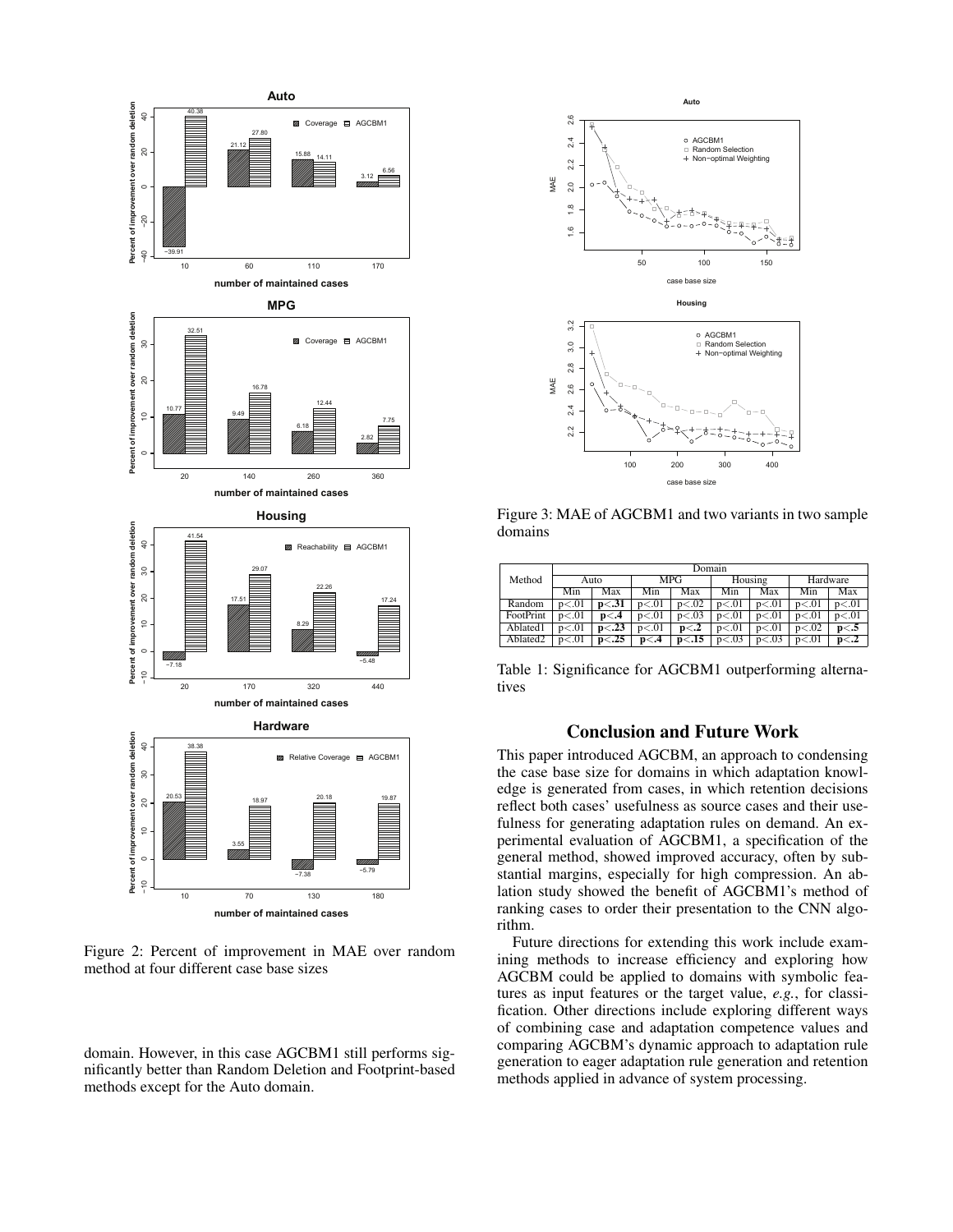Figure 2: Percent of improvement in MAE over random method at four different case base sizes

domain. However, in this case AGCBM1 still performs significantly better than Random Deletion and Footprint-based methods except for the Auto domain.

Figure 3: MAE of AGCBM1 and two variants in two sample domains

| Method | Domain | | | | | | | |
|---|---|---|---|---|---|---|---|---|
| | Auto | | MPG | | Housing | | Hardware | |
| | Min | Max | Min | Max | Min | Max | Min | Max |
| Random | p<.01 | **p<.31** | p<.01 | p<.02 | p<.01 | p<.01 | p<.01 | p<.01 |
| FootPrint | p<.01 | **p<.4** | p<.01 | p<.03 | p<.01 | p<.01 | p<.01 | p<.01 |
| Ablated1 | p<.01 | **p<.23** | p<.01 | **p<.2** | p<.01 | p<.01 | p<.02 | **p<.5** |
| Ablated2 | p<.01 | **p<.25** | **p<.4** | **p<.15** | p<.03 | p<.03 | p<.01 | **p<.2** |

Table 1: Significance for AGCBM1 outperforming alternatives

## Conclusion and Future Work

This paper introduced AGCBM, an approach to condensing the case base size for domains in which adaptation knowledge is generated from cases, in which retention decisions reflect both cases' usefulness as source cases and their usefulness for generating adaptation rules on demand. An experimental evaluation of AGCBM1, a specification of the general method, showed improved accuracy, often by substantial margins, especially for high compression. An ablation study showed the benefit of AGCBM1's method of ranking cases to order their presentation to the CNN algorithm.

Future directions for extending this work include examining methods to increase efficiency and exploring how AGCBM could be applied to domains with symbolic features as input features or the target value, *e.g.*, for classification. Other directions include exploring different ways of combining case and adaptation competence values and comparing AGCBM's dynamic approach to adaptation rule generation to eager adaptation rule generation and retention methods applied in advance of system processing.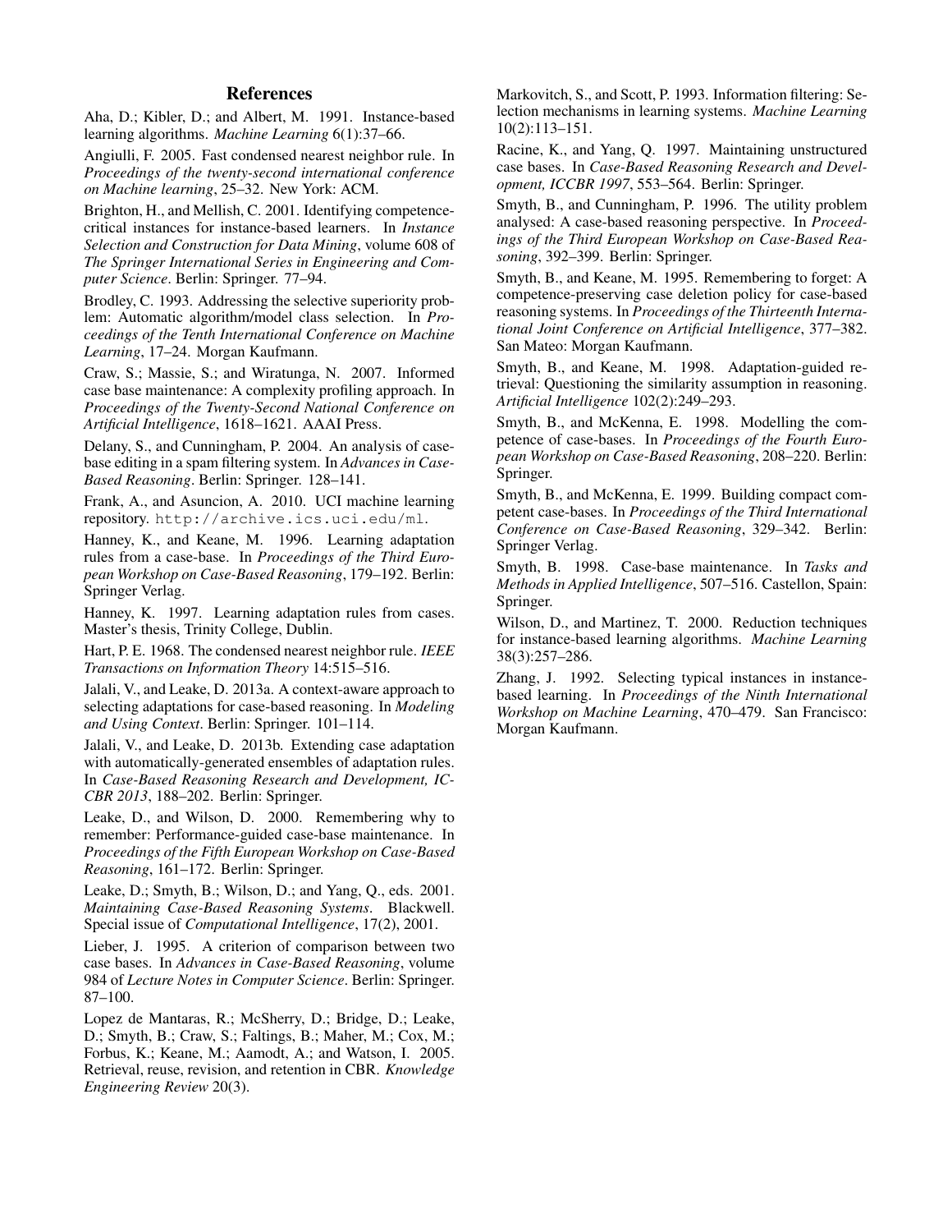## References

Aha, D.; Kibler, D.; and Albert, M. 1991. Instance-based learning algorithms. *Machine Learning* 6(1):37–66.

Angiulli, F. 2005. Fast condensed nearest neighbor rule. In *Proceedings of the twenty-second international conference on Machine learning*, 25–32. New York: ACM.

Brighton, H., and Mellish, C. 2001. Identifying competence-critical instances for instance-based learners. In *Instance Selection and Construction for Data Mining*, volume 608 of *The Springer International Series in Engineering and Computer Science*. Berlin: Springer. 77–94.

Brodley, C. 1993. Addressing the selective superiority problem: Automatic algorithm/model class selection. In *Proceedings of the Tenth International Conference on Machine Learning*, 17–24. Morgan Kaufmann.

Craw, S.; Massie, S.; and Wiratunga, N. 2007. Informed case base maintenance: A complexity profiling approach. In *Proceedings of the Twenty-Second National Conference on Artificial Intelligence*, 1618–1621. AAAI Press.

Delany, S., and Cunningham, P. 2004. An analysis of case-base editing in a spam filtering system. In *Advances in Case-Based Reasoning*. Berlin: Springer. 128–141.

Frank, A., and Asuncion, A. 2010. UCI machine learning repository. `http://archive.ics.uci.edu/ml`.

Hanney, K., and Keane, M. 1996. Learning adaptation rules from a case-base. In *Proceedings of the Third European Workshop on Case-Based Reasoning*, 179–192. Berlin: Springer Verlag.

Hanney, K. 1997. Learning adaptation rules from cases. Master's thesis, Trinity College, Dublin.

Hart, P. E. 1968. The condensed nearest neighbor rule. *IEEE Transactions on Information Theory* 14:515–516.

Jalali, V., and Leake, D. 2013a. A context-aware approach to selecting adaptations for case-based reasoning. In *Modeling and Using Context*. Berlin: Springer. 101–114.

Jalali, V., and Leake, D. 2013b. Extending case adaptation with automatically-generated ensembles of adaptation rules. In *Case-Based Reasoning Research and Development, ICCBR 2013*, 188–202. Berlin: Springer.

Leake, D., and Wilson, D. 2000. Remembering why to remember: Performance-guided case-base maintenance. In *Proceedings of the Fifth European Workshop on Case-Based Reasoning*, 161–172. Berlin: Springer.

Leake, D.; Smyth, B.; Wilson, D.; and Yang, Q., eds. 2001. *Maintaining Case-Based Reasoning Systems*. Blackwell. Special issue of *Computational Intelligence*, 17(2), 2001.

Lieber, J. 1995. A criterion of comparison between two case bases. In *Advances in Case-Based Reasoning*, volume 984 of *Lecture Notes in Computer Science*. Berlin: Springer. 87–100.

Lopez de Mantaras, R.; McSherry, D.; Bridge, D.; Leake, D.; Smyth, B.; Craw, S.; Faltings, B.; Maher, M.; Cox, M.; Forbus, K.; Keane, M.; Aamodt, A.; and Watson, I. 2005. Retrieval, reuse, revision, and retention in CBR. *Knowledge Engineering Review* 20(3).

Markovitch, S., and Scott, P. 1993. Information filtering: Selection mechanisms in learning systems. *Machine Learning* 10(2):113–151.

Racine, K., and Yang, Q. 1997. Maintaining unstructured case bases. In *Case-Based Reasoning Research and Development, ICCBR 1997*, 553–564. Berlin: Springer.

Smyth, B., and Cunningham, P. 1996. The utility problem analysed: A case-based reasoning perspective. In *Proceedings of the Third European Workshop on Case-Based Reasoning*, 392–399. Berlin: Springer.

Smyth, B., and Keane, M. 1995. Remembering to forget: A competence-preserving case deletion policy for case-based reasoning systems. In *Proceedings of the Thirteenth International Joint Conference on Artificial Intelligence*, 377–382. San Mateo: Morgan Kaufmann.

Smyth, B., and Keane, M. 1998. Adaptation-guided retrieval: Questioning the similarity assumption in reasoning. *Artificial Intelligence* 102(2):249–293.

Smyth, B., and McKenna, E. 1998. Modelling the competence of case-bases. In *Proceedings of the Fourth European Workshop on Case-Based Reasoning*, 208–220. Berlin: Springer.

Smyth, B., and McKenna, E. 1999. Building compact competent case-bases. In *Proceedings of the Third International Conference on Case-Based Reasoning*, 329–342. Berlin: Springer Verlag.

Smyth, B. 1998. Case-base maintenance. In *Tasks and Methods in Applied Intelligence*, 507–516. Castellon, Spain: Springer.

Wilson, D., and Martinez, T. 2000. Reduction techniques for instance-based learning algorithms. *Machine Learning* 38(3):257–286.

Zhang, J. 1992. Selecting typical instances in instance-based learning. In *Proceedings of the Ninth International Workshop on Machine Learning*, 470–479. San Francisco: Morgan Kaufmann.